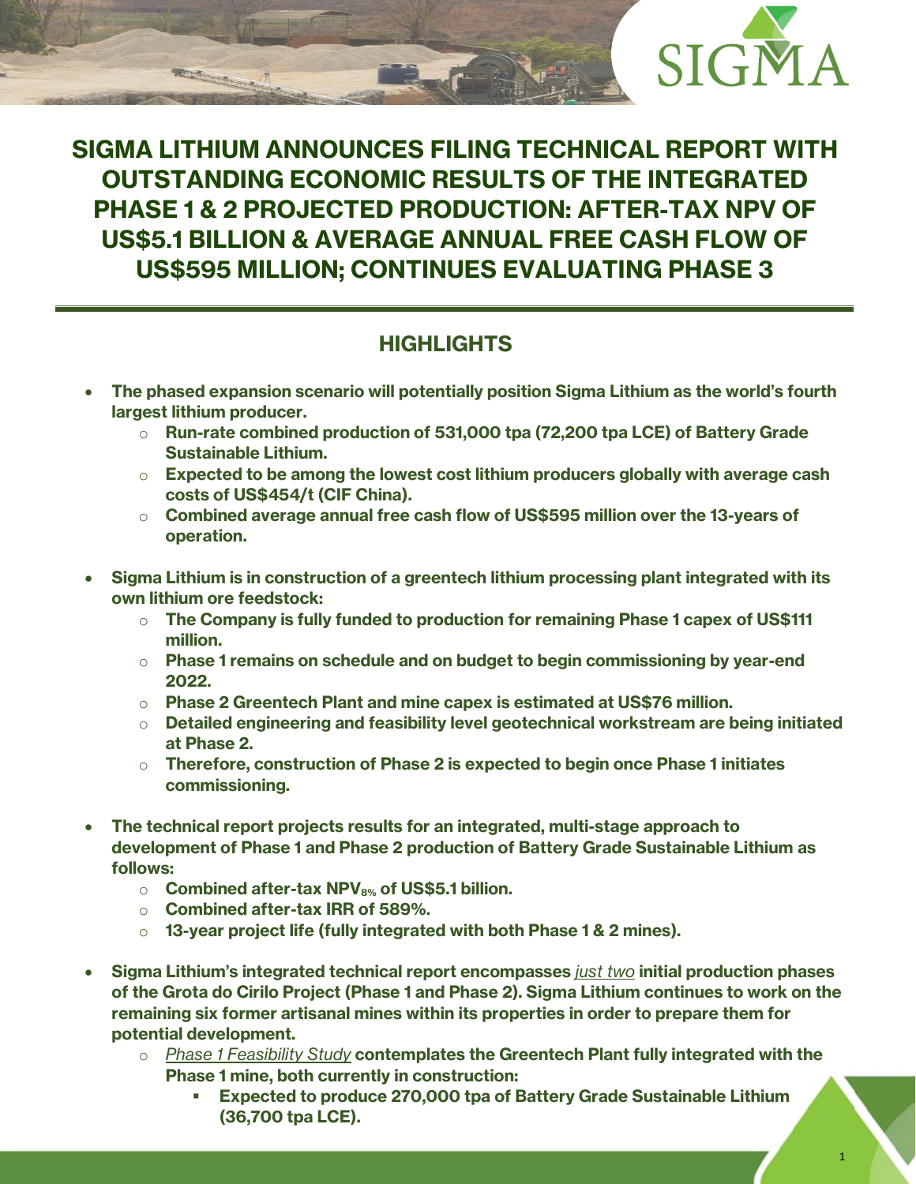# SIGMA LITHIUM ANNOUNCES FILING TECHNICAL REPORT WITH OUTSTANDING ECONOMIC RESULTS OF THE INTEGRATED PHASE 1 & 2 PROJECTED PRODUCTION: AFTER-TAX NPV OF US$5.1 BILLION & AVERAGE ANNUAL FREE CASH FLOW OF US$595 MILLION; CONTINUES EVALUATING PHASE 3

## HIGHLIGHTS

- **The phased expansion scenario will potentially position Sigma Lithium as the world's fourth largest lithium producer.**
  - **Run-rate combined production of 531,000 tpa (72,200 tpa LCE) of Battery Grade Sustainable Lithium.**
  - **Expected to be among the lowest cost lithium producers globally with average cash costs of US$454/t (CIF China).**
  - **Combined average annual free cash flow of US$595 million over the 13-years of operation.**

- **Sigma Lithium is in construction of a greentech lithium processing plant integrated with its own lithium ore feedstock:**
  - **The Company is fully funded to production for remaining Phase 1 capex of US$111 million.**
  - **Phase 1 remains on schedule and on budget to begin commissioning by year-end 2022.**
  - **Phase 2 Greentech Plant and mine capex is estimated at US$76 million.**
  - **Detailed engineering and feasibility level geotechnical workstream are being initiated at Phase 2.**
  - **Therefore, construction of Phase 2 is expected to begin once Phase 1 initiates commissioning.**

- **The technical report projects results for an integrated, multi-stage approach to development of Phase 1 and Phase 2 production of Battery Grade Sustainable Lithium as follows:**
  - **Combined after-tax $NPV_{8\%}$ of US$5.1 billion.**
  - **Combined after-tax IRR of 589%.**
  - **13-year project life (fully integrated with both Phase 1 & 2 mines).**

- **Sigma Lithium's integrated technical report encompasses** *just two* **initial production phases of the Grota do Cirilo Project (Phase 1 and Phase 2). Sigma Lithium continues to work on the remaining six former artisanal mines within its properties in order to prepare them for potential development.**
  - *Phase 1 Feasibility Study* **contemplates the Greentech Plant fully integrated with the Phase 1 mine, both currently in construction:**
    - **Expected to produce 270,000 tpa of Battery Grade Sustainable Lithium (36,700 tpa LCE).**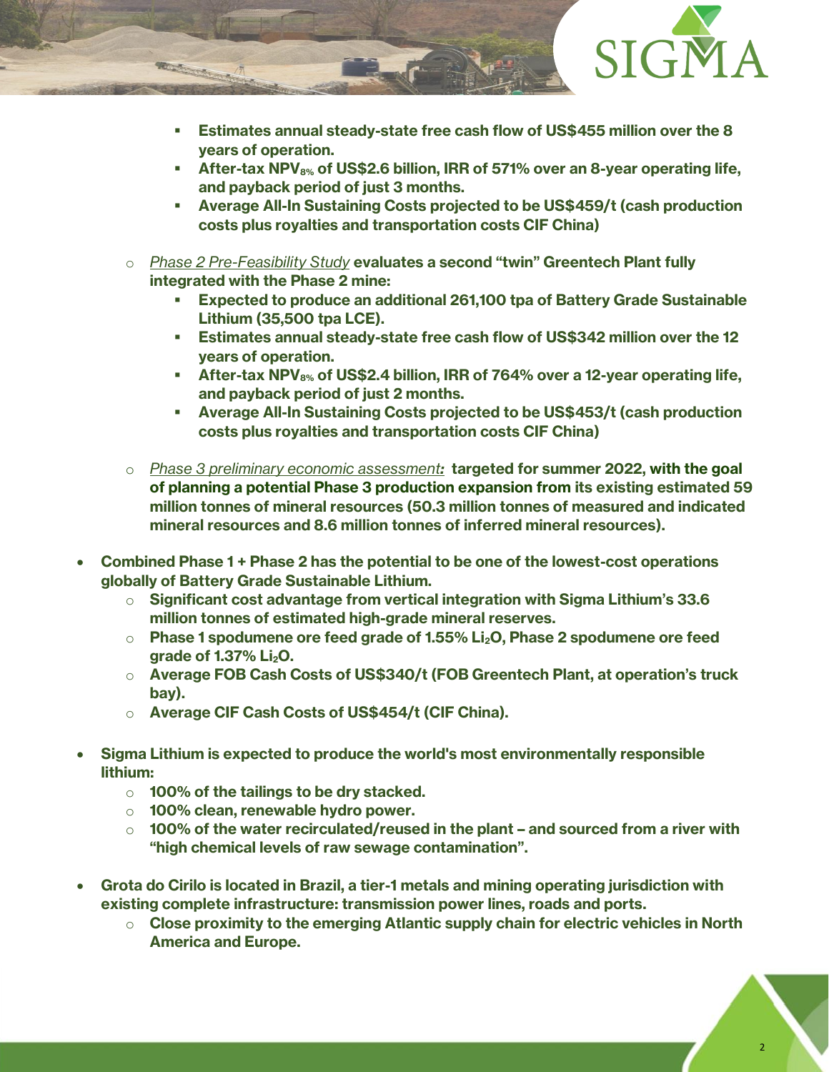- **Estimates annual steady-state free cash flow of US$455 million over the 8 years of operation.**
        - **After-tax $NPV_{8\%}$ of US$2.6 billion, IRR of 571% over an 8-year operating life, and payback period of just 3 months.**
        - **Average All-In Sustaining Costs projected to be US$459/t (cash production costs plus royalties and transportation costs CIF China)**

    - *Phase 2 Pre-Feasibility Study* **evaluates a second "twin" Greentech Plant fully integrated with the Phase 2 mine:**
        - **Expected to produce an additional 261,100 tpa of Battery Grade Sustainable Lithium (35,500 tpa LCE).**
        - **Estimates annual steady-state free cash flow of US$342 million over the 12 years of operation.**
        - **After-tax $NPV_{8\%}$ of US$2.4 billion, IRR of 764% over a 12-year operating life, and payback period of just 2 months.**
        - **Average All-In Sustaining Costs projected to be US$453/t (cash production costs plus royalties and transportation costs CIF China)**

    - *Phase 3 preliminary economic assessment:* **targeted for summer 2022, with the goal of planning a potential Phase 3 production expansion from its existing estimated 59 million tonnes of mineral resources (50.3 million tonnes of measured and indicated mineral resources and 8.6 million tonnes of inferred mineral resources).**

- **Combined Phase 1 + Phase 2 has the potential to be one of the lowest-cost operations globally of Battery Grade Sustainable Lithium.**
    - **Significant cost advantage from vertical integration with Sigma Lithium's 33.6 million tonnes of estimated high-grade mineral reserves.**
    - **Phase 1 spodumene ore feed grade of 1.55% $Li_2O$, Phase 2 spodumene ore feed grade of 1.37% $Li_2O$.**
    - **Average FOB Cash Costs of US$340/t (FOB Greentech Plant, at operation's truck bay).**
    - **Average CIF Cash Costs of US$454/t (CIF China).**

- **Sigma Lithium is expected to produce the world's most environmentally responsible lithium:**
    - **100% of the tailings to be dry stacked.**
    - **100% clean, renewable hydro power.**
    - **100% of the water recirculated/reused in the plant – and sourced from a river with "high chemical levels of raw sewage contamination".**

- **Grota do Cirilo is located in Brazil, a tier-1 metals and mining operating jurisdiction with existing complete infrastructure: transmission power lines, roads and ports.**
    - **Close proximity to the emerging Atlantic supply chain for electric vehicles in North America and Europe.**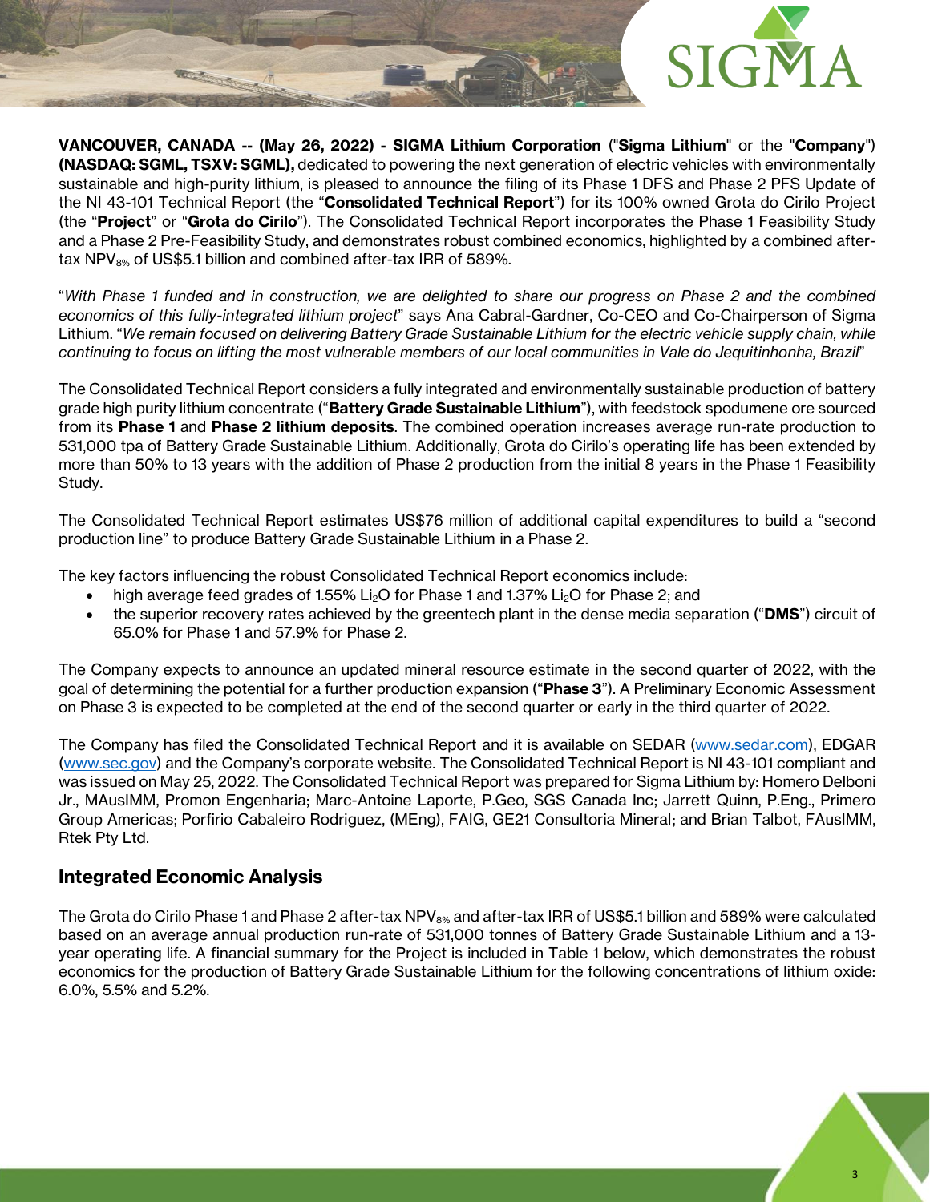**VANCOUVER, CANADA -- (May 26, 2022) - SIGMA Lithium Corporation** ("**Sigma Lithium**" or the "**Company**") **(NASDAQ: SGML, TSXV: SGML),** dedicated to powering the next generation of electric vehicles with environmentally sustainable and high-purity lithium, is pleased to announce the filing of its Phase 1 DFS and Phase 2 PFS Update of the NI 43-101 Technical Report (the "**Consolidated Technical Report**") for its 100% owned Grota do Cirilo Project (the "**Project**" or "**Grota do Cirilo**"). The Consolidated Technical Report incorporates the Phase 1 Feasibility Study and a Phase 2 Pre-Feasibility Study, and demonstrates robust combined economics, highlighted by a combined after-tax $NPV_{8\%}$ of US$5.1 billion and combined after-tax IRR of 589%.

"*With Phase 1 funded and in construction, we are delighted to share our progress on Phase 2 and the combined economics of this fully-integrated lithium project*" says Ana Cabral-Gardner, Co-CEO and Co-Chairperson of Sigma Lithium. "*We remain focused on delivering Battery Grade Sustainable Lithium for the electric vehicle supply chain, while continuing to focus on lifting the most vulnerable members of our local communities in Vale do Jequitinhonha, Brazil*"

The Consolidated Technical Report considers a fully integrated and environmentally sustainable production of battery grade high purity lithium concentrate ("**Battery Grade Sustainable Lithium**"), with feedstock spodumene ore sourced from its **Phase 1** and **Phase 2 lithium deposits**. The combined operation increases average run-rate production to 531,000 tpa of Battery Grade Sustainable Lithium. Additionally, Grota do Cirilo's operating life has been extended by more than 50% to 13 years with the addition of Phase 2 production from the initial 8 years in the Phase 1 Feasibility Study.

The Consolidated Technical Report estimates US$76 million of additional capital expenditures to build a "second production line" to produce Battery Grade Sustainable Lithium in a Phase 2.

The key factors influencing the robust Consolidated Technical Report economics include:

- high average feed grades of 1.55% $Li_2O$ for Phase 1 and 1.37% $Li_2O$ for Phase 2; and
- the superior recovery rates achieved by the greentech plant in the dense media separation ("**DMS**") circuit of 65.0% for Phase 1 and 57.9% for Phase 2.

The Company expects to announce an updated mineral resource estimate in the second quarter of 2022, with the goal of determining the potential for a further production expansion ("**Phase 3**"). A Preliminary Economic Assessment on Phase 3 is expected to be completed at the end of the second quarter or early in the third quarter of 2022.

The Company has filed the Consolidated Technical Report and it is available on SEDAR (www.sedar.com), EDGAR (www.sec.gov) and the Company's corporate website. The Consolidated Technical Report is NI 43-101 compliant and was issued on May 25, 2022. The Consolidated Technical Report was prepared for Sigma Lithium by: Homero Delboni Jr., MAusIMM, Promon Engenharia; Marc-Antoine Laporte, P.Geo, SGS Canada Inc; Jarrett Quinn, P.Eng., Primero Group Americas; Porfirio Cabaleiro Rodriguez, (MEng), FAIG, GE21 Consultoria Mineral; and Brian Talbot, FAusIMM, Rtek Pty Ltd.

## Integrated Economic Analysis

The Grota do Cirilo Phase 1 and Phase 2 after-tax $NPV_{8\%}$ and after-tax IRR of US$5.1 billion and 589% were calculated based on an average annual production run-rate of 531,000 tonnes of Battery Grade Sustainable Lithium and a 13-year operating life. A financial summary for the Project is included in Table 1 below, which demonstrates the robust economics for the production of Battery Grade Sustainable Lithium for the following concentrations of lithium oxide: 6.0%, 5.5% and 5.2%.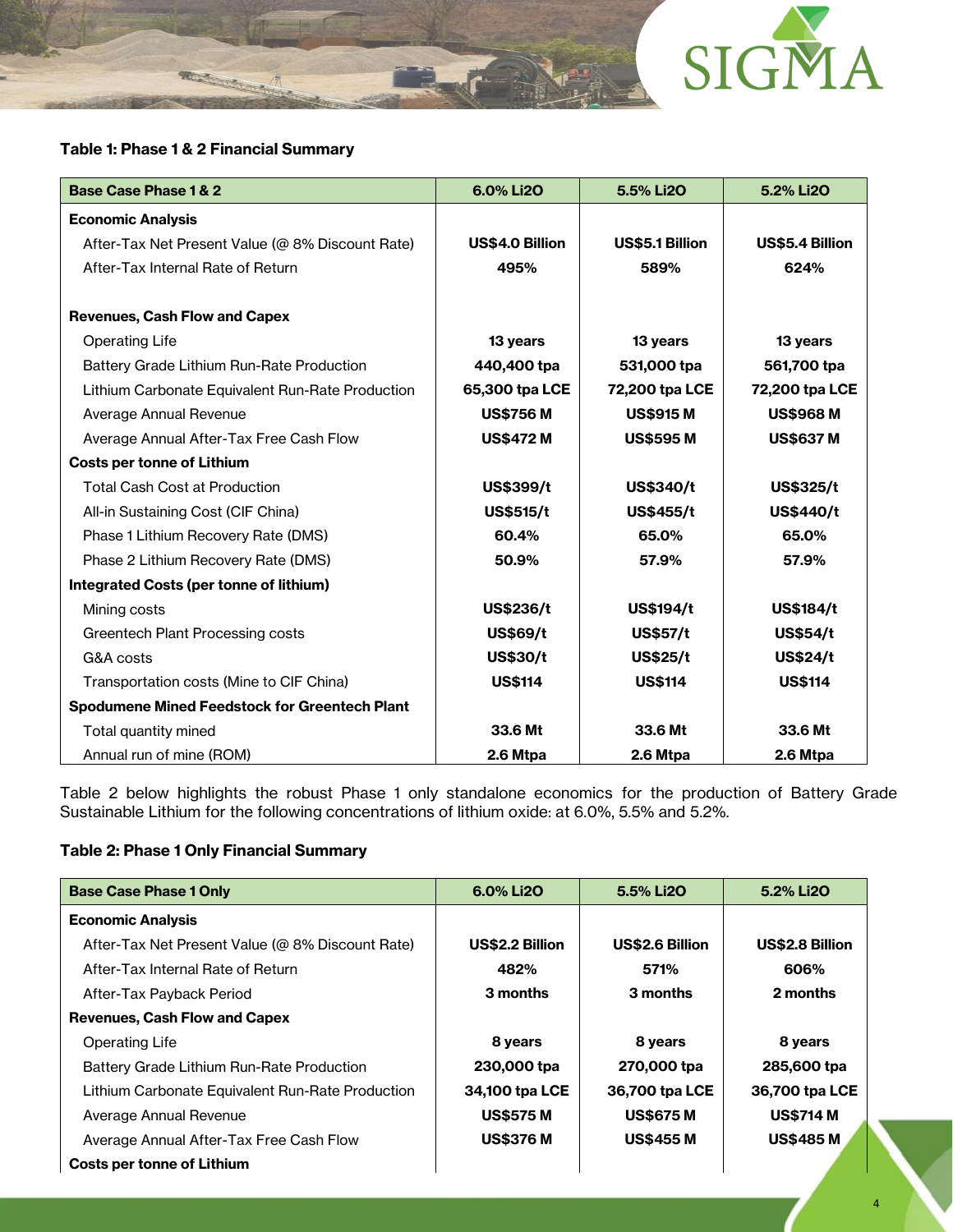**Table 1: Phase 1 & 2 Financial Summary**

| Base Case Phase 1 & 2 | 6.0% Li2O | 5.5% Li2O | 5.2% Li2O |
|---|---|---|---|
| **Economic Analysis** | | | |
| After-Tax Net Present Value (@ 8% Discount Rate) | **US$4.0 Billion** | **US$5.1 Billion** | **US$5.4 Billion** |
| After-Tax Internal Rate of Return | **495%** | **589%** | **624%** |
| **Revenues, Cash Flow and Capex** | | | |
| Operating Life | **13 years** | **13 years** | **13 years** |
| Battery Grade Lithium Run-Rate Production | **440,400 tpa** | **531,000 tpa** | **561,700 tpa** |
| Lithium Carbonate Equivalent Run-Rate Production | **65,300 tpa LCE** | **72,200 tpa LCE** | **72,200 tpa LCE** |
| Average Annual Revenue | **US$756 M** | **US$915 M** | **US$968 M** |
| Average Annual After-Tax Free Cash Flow | **US$472 M** | **US$595 M** | **US$637 M** |
| **Costs per tonne of Lithium** | | | |
| Total Cash Cost at Production | **US$399/t** | **US$340/t** | **US$325/t** |
| All-in Sustaining Cost (CIF China) | **US$515/t** | **US$455/t** | **US$440/t** |
| Phase 1 Lithium Recovery Rate (DMS) | **60.4%** | **65.0%** | **65.0%** |
| Phase 2 Lithium Recovery Rate (DMS) | **50.9%** | **57.9%** | **57.9%** |
| **Integrated Costs (per tonne of lithium)** | | | |
| Mining costs | **US$236/t** | **US$194/t** | **US$184/t** |
| Greentech Plant Processing costs | **US$69/t** | **US$57/t** | **US$54/t** |
| G&A costs | **US$30/t** | **US$25/t** | **US$24/t** |
| Transportation costs (Mine to CIF China) | **US$114** | **US$114** | **US$114** |
| **Spodumene Mined Feedstock for Greentech Plant** | | | |
| Total quantity mined | **33.6 Mt** | **33.6 Mt** | **33.6 Mt** |
| Annual run of mine (ROM) | **2.6 Mtpa** | **2.6 Mtpa** | **2.6 Mtpa** |

Table 2 below highlights the robust Phase 1 only standalone economics for the production of Battery Grade Sustainable Lithium for the following concentrations of lithium oxide: at 6.0%, 5.5% and 5.2%.

**Table 2: Phase 1 Only Financial Summary**

| Base Case Phase 1 Only | 6.0% Li2O | 5.5% Li2O | 5.2% Li2O |
|---|---|---|---|
| **Economic Analysis** | | | |
| After-Tax Net Present Value (@ 8% Discount Rate) | **US$2.2 Billion** | **US$2.6 Billion** | **US$2.8 Billion** |
| After-Tax Internal Rate of Return | **482%** | **571%** | **606%** |
| After-Tax Payback Period | **3 months** | **3 months** | **2 months** |
| **Revenues, Cash Flow and Capex** | | | |
| Operating Life | **8 years** | **8 years** | **8 years** |
| Battery Grade Lithium Run-Rate Production | **230,000 tpa** | **270,000 tpa** | **285,600 tpa** |
| Lithium Carbonate Equivalent Run-Rate Production | **34,100 tpa LCE** | **36,700 tpa LCE** | **36,700 tpa LCE** |
| Average Annual Revenue | **US$575 M** | **US$675 M** | **US$714 M** |
| Average Annual After-Tax Free Cash Flow | **US$376 M** | **US$455 M** | **US$485 M** |
| **Costs per tonne of Lithium** | | | |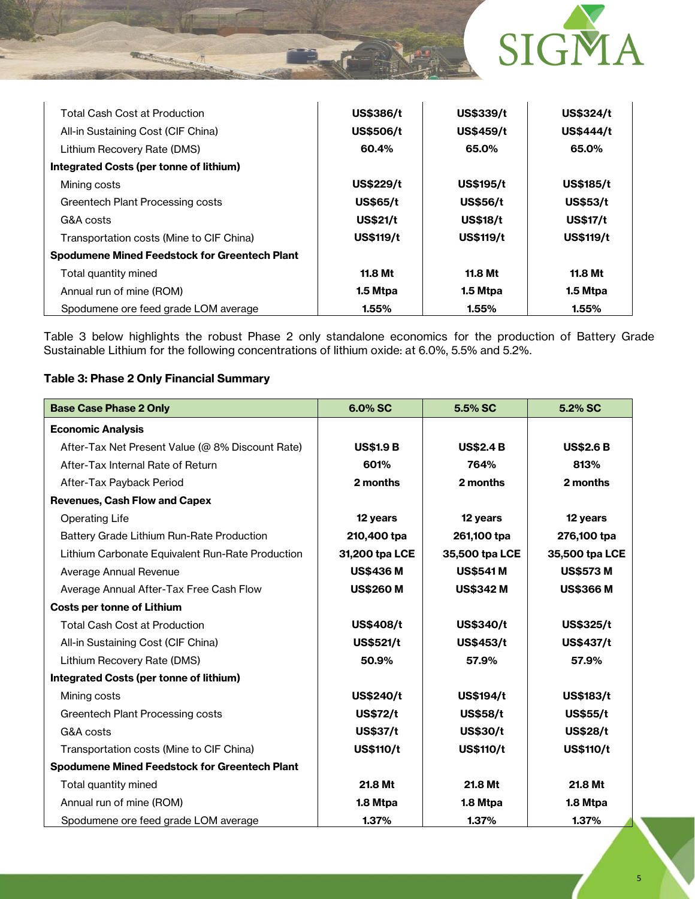| | | | |
|---|---|---|---|
| Total Cash Cost at Production | **US$386/t** | **US$339/t** | **US$324/t** |
| All-in Sustaining Cost (CIF China) | **US$506/t** | **US$459/t** | **US$444/t** |
| Lithium Recovery Rate (DMS) | **60.4%** | **65.0%** | **65.0%** |
| **Integrated Costs (per tonne of lithium)** | | | |
| Mining costs | **US$229/t** | **US$195/t** | **US$185/t** |
| Greentech Plant Processing costs | **US$65/t** | **US$56/t** | **US$53/t** |
| G&A costs | **US$21/t** | **US$18/t** | **US$17/t** |
| Transportation costs (Mine to CIF China) | **US$119/t** | **US$119/t** | **US$119/t** |
| **Spodumene Mined Feedstock for Greentech Plant** | | | |
| Total quantity mined | **11.8 Mt** | **11.8 Mt** | **11.8 Mt** |
| Annual run of mine (ROM) | **1.5 Mtpa** | **1.5 Mtpa** | **1.5 Mtpa** |
| Spodumene ore feed grade LOM average | **1.55%** | **1.55%** | **1.55%** |

Table 3 below highlights the robust Phase 2 only standalone economics for the production of Battery Grade Sustainable Lithium for the following concentrations of lithium oxide: at 6.0%, 5.5% and 5.2%.

**Table 3: Phase 2 Only Financial Summary**

| **Base Case Phase 2 Only** | **6.0% SC** | **5.5% SC** | **5.2% SC** |
|---|---|---|---|
| **Economic Analysis** | | | |
| After-Tax Net Present Value (@ 8% Discount Rate) | **US$1.9 B** | **US$2.4 B** | **US$2.6 B** |
| After-Tax Internal Rate of Return | **601%** | **764%** | **813%** |
| After-Tax Payback Period | **2 months** | **2 months** | **2 months** |
| **Revenues, Cash Flow and Capex** | | | |
| Operating Life | **12 years** | **12 years** | **12 years** |
| Battery Grade Lithium Run-Rate Production | **210,400 tpa** | **261,100 tpa** | **276,100 tpa** |
| Lithium Carbonate Equivalent Run-Rate Production | **31,200 tpa LCE** | **35,500 tpa LCE** | **35,500 tpa LCE** |
| Average Annual Revenue | **US$436 M** | **US$541 M** | **US$573 M** |
| Average Annual After-Tax Free Cash Flow | **US$260 M** | **US$342 M** | **US$366 M** |
| **Costs per tonne of Lithium** | | | |
| Total Cash Cost at Production | **US$408/t** | **US$340/t** | **US$325/t** |
| All-in Sustaining Cost (CIF China) | **US$521/t** | **US$453/t** | **US$437/t** |
| Lithium Recovery Rate (DMS) | **50.9%** | **57.9%** | **57.9%** |
| **Integrated Costs (per tonne of lithium)** | | | |
| Mining costs | **US$240/t** | **US$194/t** | **US$183/t** |
| Greentech Plant Processing costs | **US$72/t** | **US$58/t** | **US$55/t** |
| G&A costs | **US$37/t** | **US$30/t** | **US$28/t** |
| Transportation costs (Mine to CIF China) | **US$110/t** | **US$110/t** | **US$110/t** |
| **Spodumene Mined Feedstock for Greentech Plant** | | | |
| Total quantity mined | **21.8 Mt** | **21.8 Mt** | **21.8 Mt** |
| Annual run of mine (ROM) | **1.8 Mtpa** | **1.8 Mtpa** | **1.8 Mtpa** |
| Spodumene ore feed grade LOM average | **1.37%** | **1.37%** | **1.37%** |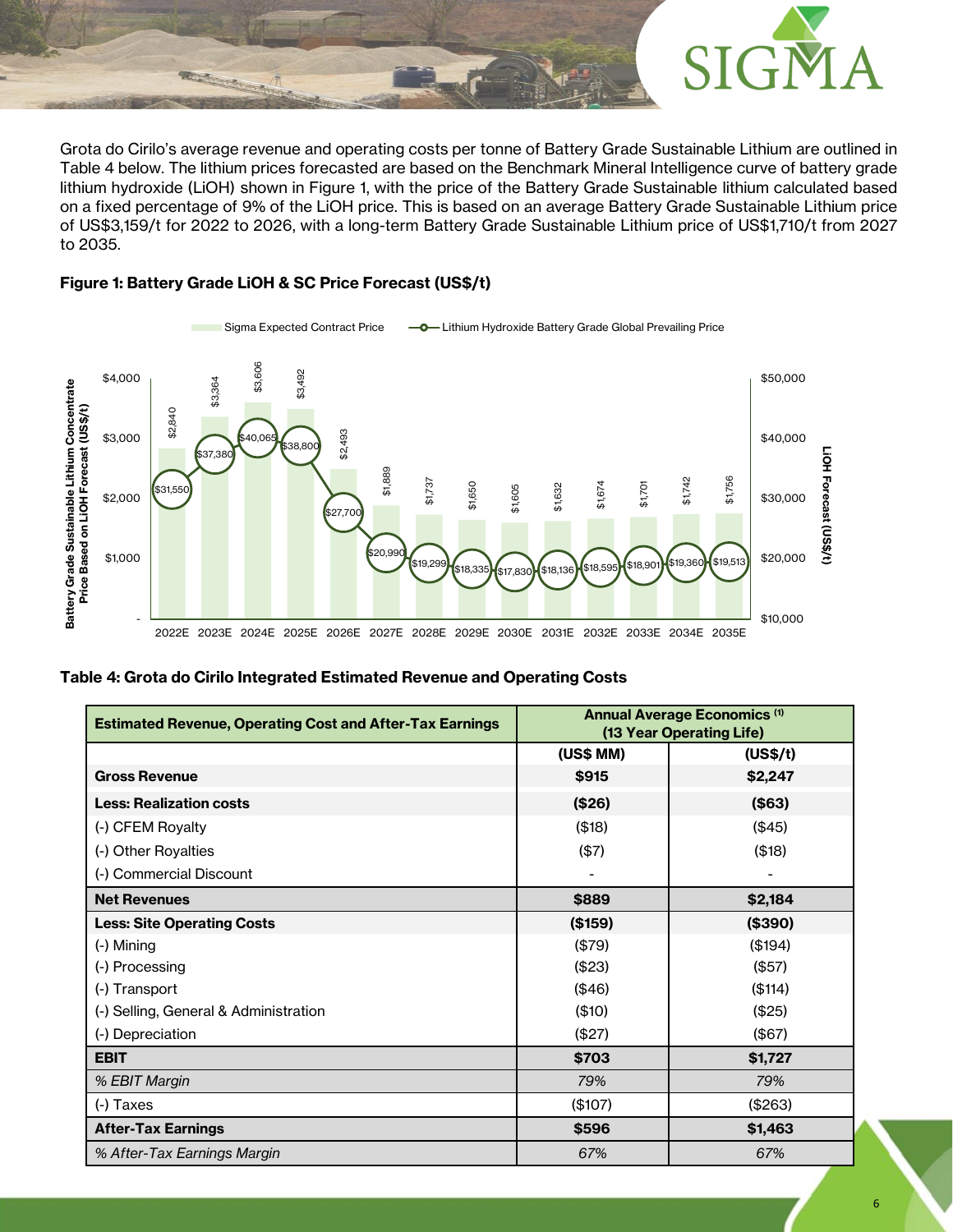Grota do Cirilo's average revenue and operating costs per tonne of Battery Grade Sustainable Lithium are outlined in Table 4 below. The lithium prices forecasted are based on the Benchmark Mineral Intelligence curve of battery grade lithium hydroxide (LiOH) shown in Figure 1, with the price of the Battery Grade Sustainable lithium calculated based on a fixed percentage of 9% of the LiOH price. This is based on an average Battery Grade Sustainable Lithium price of US$3,159/t for 2022 to 2026, with a long-term Battery Grade Sustainable Lithium price of US$1,710/t from 2027 to 2035.

**Figure 1: Battery Grade LiOH & SC Price Forecast (US$/t)**

| Year | Sigma Expected Contract Price (Battery Grade Sustainable Lithium Concentrate Price Based on LiOH Forecast, US$/t) | Lithium Hydroxide Battery Grade Global Prevailing Price (LiOH Forecast, US$/t) |
|---|---|---|
| 2022E | $2,840 | $31,550 |
| 2023E | $3,364 | $37,380 |
| 2024E | $3,606 | $40,065 |
| 2025E | $3,492 | $38,800 |
| 2026E | $2,493 | $27,700 |
| 2027E | $1,889 | $20,990 |
| 2028E | $1,737 | $19,299 |
| 2029E | $1,650 | $18,335 |
| 2030E | $1,605 | $17,830 |
| 2031E | $1,632 | $18,136 |
| 2032E | $1,674 | $18,595 |
| 2033E | $1,701 | $18,901 |
| 2034E | $1,742 | $19,360 |
| 2035E | $1,756 | $19,513 |

**Table 4: Grota do Cirilo Integrated Estimated Revenue and Operating Costs**

| Estimated Revenue, Operating Cost and After-Tax Earnings | Annual Average Economics [1] (13 Year Operating Life) | |
|---|---|---|
| | **(US$ MM)** | **(US$/t)** |
| **Gross Revenue** | **$915** | **$2,247** |
| **Less: Realization costs** | **($26)** | **($63)** |
| (-) CFEM Royalty | ($18) | ($45) |
| (-) Other Royalties | ($7) | ($18) |
| (-) Commercial Discount | - | - |
| **Net Revenues** | **$889** | **$2,184** |
| **Less: Site Operating Costs** | **($159)** | **($390)** |
| (-) Mining | ($79) | ($194) |
| (-) Processing | ($23) | ($57) |
| (-) Transport | ($46) | ($114) |
| (-) Selling, General & Administration | ($10) | ($25) |
| (-) Depreciation | ($27) | ($67) |
| **EBIT** | **$703** | **$1,727** |
| *% EBIT Margin* | *79%* | *79%* |
| (-) Taxes | ($107) | ($263) |
| **After-Tax Earnings** | **$596** | **$1,463** |
| *% After-Tax Earnings Margin* | *67%* | *67%* |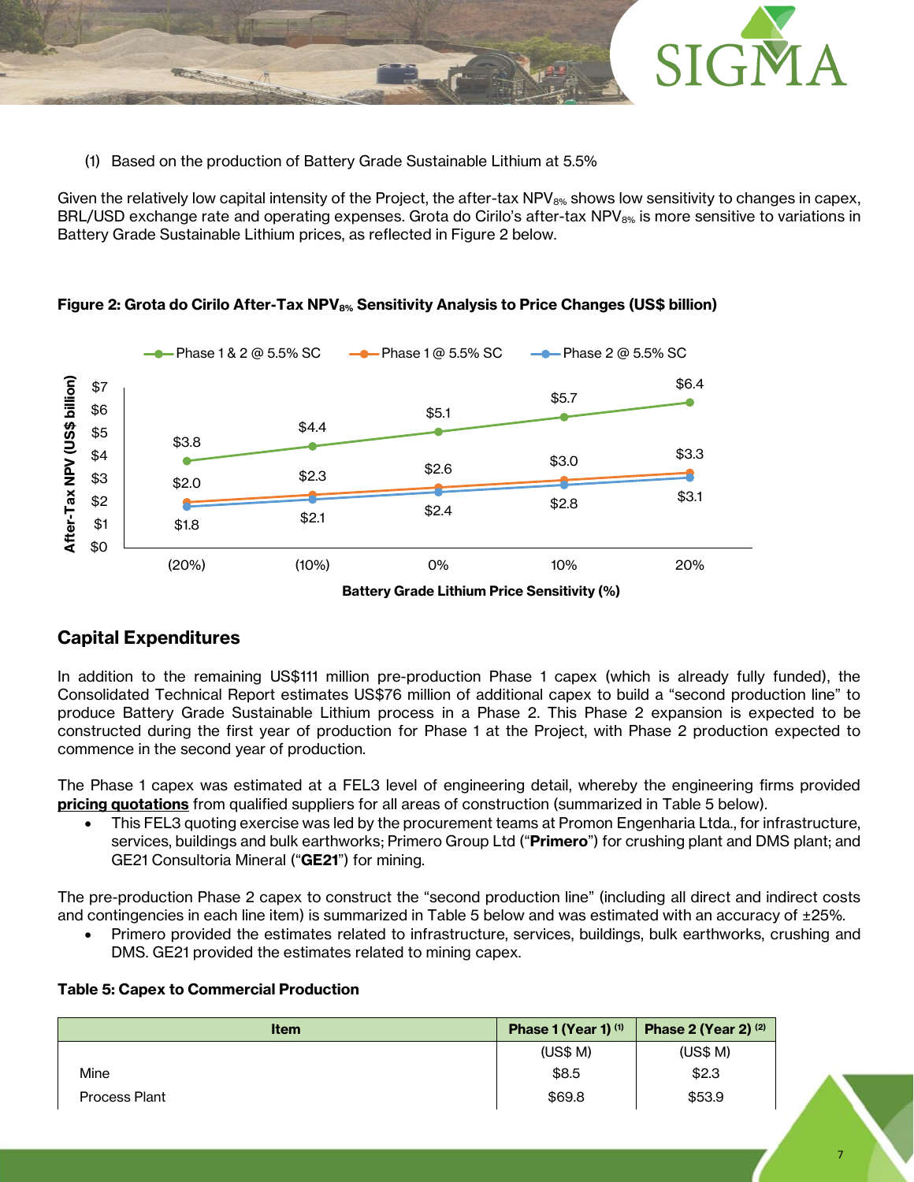(1) Based on the production of Battery Grade Sustainable Lithium at 5.5%

Given the relatively low capital intensity of the Project, the after-tax $NPV_{8\%}$ shows low sensitivity to changes in capex, BRL/USD exchange rate and operating expenses. Grota do Cirilo's after-tax $NPV_{8\%}$ is more sensitive to variations in Battery Grade Sustainable Lithium prices, as reflected in Figure 2 below.

**Figure 2: Grota do Cirilo After-Tax $NPV_{8\%}$ Sensitivity Analysis to Price Changes (US$ billion)**

| Battery Grade Lithium Price Sensitivity (%) | (20%) | (10%) | 0% | 10% | 20% |
|---|---|---|---|---|---|
| Phase 1 & 2 @ 5.5% SC | $3.8 | $4.4 | $5.1 | $5.7 | $6.4 |
| Phase 1 @ 5.5% SC | $2.0 | $2.3 | $2.6 | $3.0 | $3.3 |
| Phase 2 @ 5.5% SC | $1.8 | $2.1 | $2.4 | $2.8 | $3.1 |

## Capital Expenditures

In addition to the remaining US$111 million pre-production Phase 1 capex (which is already fully funded), the Consolidated Technical Report estimates US$76 million of additional capex to build a "second production line" to produce Battery Grade Sustainable Lithium process in a Phase 2. This Phase 2 expansion is expected to be constructed during the first year of production for Phase 1 at the Project, with Phase 2 production expected to commence in the second year of production.

The Phase 1 capex was estimated at a FEL3 level of engineering detail, whereby the engineering firms provided **pricing quotations** from qualified suppliers for all areas of construction (summarized in Table 5 below).

- This FEL3 quoting exercise was led by the procurement teams at Promon Engenharia Ltda., for infrastructure, services, buildings and bulk earthworks; Primero Group Ltd ("**Primero**") for crushing plant and DMS plant; and GE21 Consultoria Mineral ("**GE21**") for mining.

The pre-production Phase 2 capex to construct the "second production line" (including all direct and indirect costs and contingencies in each line item) is summarized in Table 5 below and was estimated with an accuracy of ±25%.

- Primero provided the estimates related to infrastructure, services, buildings, bulk earthworks, crushing and DMS. GE21 provided the estimates related to mining capex.

**Table 5: Capex to Commercial Production**

| Item | Phase 1 (Year 1) (1) | Phase 2 (Year 2) (2) |
|---|---|---|
| | (US$ M) | (US$ M) |
| Mine | $8.5 | $2.3 |
| Process Plant | $69.8 | $53.9 |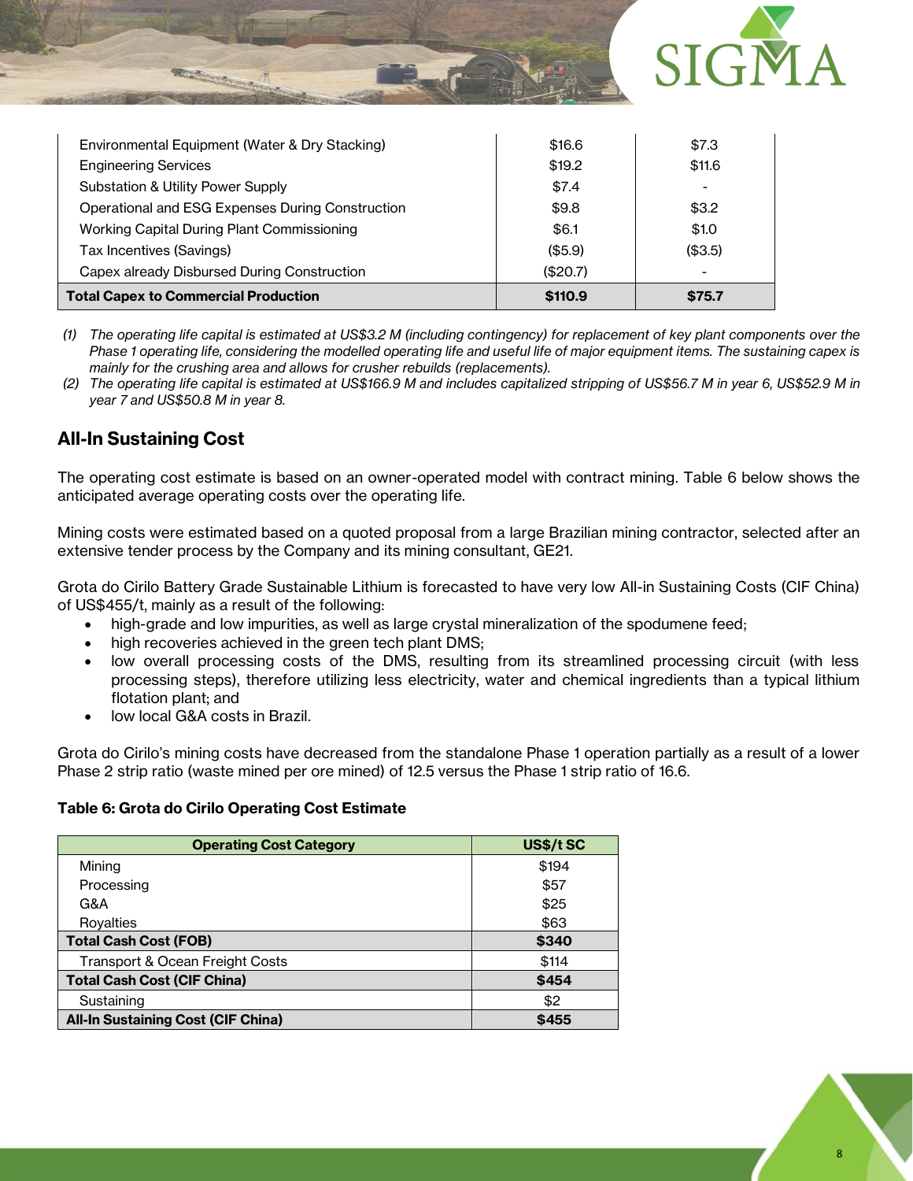| | | |
|---|---|---|
| Environmental Equipment (Water & Dry Stacking) | $16.6 | $7.3 |
| Engineering Services | $19.2 | $11.6 |
| Substation & Utility Power Supply | $7.4 | - |
| Operational and ESG Expenses During Construction | $9.8 | $3.2 |
| Working Capital During Plant Commissioning | $6.1 | $1.0 |
| Tax Incentives (Savings) | ($5.9) | ($3.5) |
| Capex already Disbursed During Construction | ($20.7) | - |
| **Total Capex to Commercial Production** | **$110.9** | **$75.7** |

*(1) The operating life capital is estimated at US$3.2 M (including contingency) for replacement of key plant components over the Phase 1 operating life, considering the modelled operating life and useful life of major equipment items. The sustaining capex is mainly for the crushing area and allows for crusher rebuilds (replacements).*

*(2) The operating life capital is estimated at US$166.9 M and includes capitalized stripping of US$56.7 M in year 6, US$52.9 M in year 7 and US$50.8 M in year 8.*

## All-In Sustaining Cost

The operating cost estimate is based on an owner-operated model with contract mining. Table 6 below shows the anticipated average operating costs over the operating life.

Mining costs were estimated based on a quoted proposal from a large Brazilian mining contractor, selected after an extensive tender process by the Company and its mining consultant, GE21.

Grota do Cirilo Battery Grade Sustainable Lithium is forecasted to have very low All-in Sustaining Costs (CIF China) of US$455/t, mainly as a result of the following:

- high-grade and low impurities, as well as large crystal mineralization of the spodumene feed;
- high recoveries achieved in the green tech plant DMS;
- low overall processing costs of the DMS, resulting from its streamlined processing circuit (with less processing steps), therefore utilizing less electricity, water and chemical ingredients than a typical lithium flotation plant; and
- low local G&A costs in Brazil.

Grota do Cirilo's mining costs have decreased from the standalone Phase 1 operation partially as a result of a lower Phase 2 strip ratio (waste mined per ore mined) of 12.5 versus the Phase 1 strip ratio of 16.6.

**Table 6: Grota do Cirilo Operating Cost Estimate**

| Operating Cost Category | US$/t SC |
|---|---|
| Mining | $194 |
| Processing | $57 |
| G&A | $25 |
| Royalties | $63 |
| **Total Cash Cost (FOB)** | **$340** |
| Transport & Ocean Freight Costs | $114 |
| **Total Cash Cost (CIF China)** | **$454** |
| Sustaining | $2 |
| **All-In Sustaining Cost (CIF China)** | **$455** |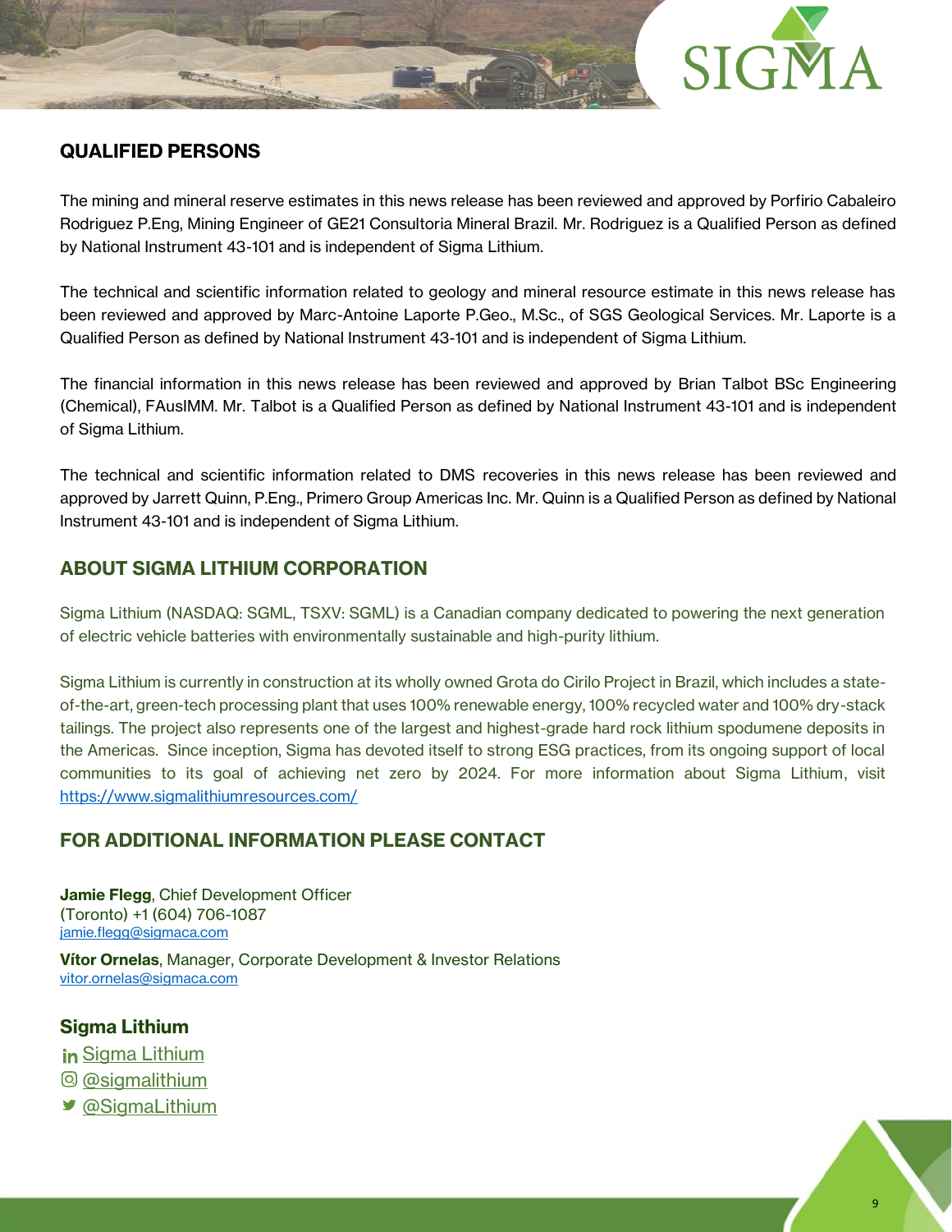## QUALIFIED PERSONS

The mining and mineral reserve estimates in this news release has been reviewed and approved by Porfirio Cabaleiro Rodriguez P.Eng, Mining Engineer of GE21 Consultoria Mineral Brazil. Mr. Rodriguez is a Qualified Person as defined by National Instrument 43-101 and is independent of Sigma Lithium.

The technical and scientific information related to geology and mineral resource estimate in this news release has been reviewed and approved by Marc-Antoine Laporte P.Geo., M.Sc., of SGS Geological Services. Mr. Laporte is a Qualified Person as defined by National Instrument 43-101 and is independent of Sigma Lithium.

The financial information in this news release has been reviewed and approved by Brian Talbot BSc Engineering (Chemical), FAusIMM. Mr. Talbot is a Qualified Person as defined by National Instrument 43-101 and is independent of Sigma Lithium.

The technical and scientific information related to DMS recoveries in this news release has been reviewed and approved by Jarrett Quinn, P.Eng., Primero Group Americas Inc. Mr. Quinn is a Qualified Person as defined by National Instrument 43-101 and is independent of Sigma Lithium.

## ABOUT SIGMA LITHIUM CORPORATION

Sigma Lithium (NASDAQ: SGML, TSXV: SGML) is a Canadian company dedicated to powering the next generation of electric vehicle batteries with environmentally sustainable and high-purity lithium.

Sigma Lithium is currently in construction at its wholly owned Grota do Cirilo Project in Brazil, which includes a state-of-the-art, green-tech processing plant that uses 100% renewable energy, 100% recycled water and 100% dry-stack tailings. The project also represents one of the largest and highest-grade hard rock lithium spodumene deposits in the Americas. Since inception, Sigma has devoted itself to strong ESG practices, from its ongoing support of local communities to its goal of achieving net zero by 2024. For more information about Sigma Lithium, visit https://www.sigmalithiumresources.com/

## FOR ADDITIONAL INFORMATION PLEASE CONTACT

**Jamie Flegg**, Chief Development Officer
(Toronto) +1 (604) 706-1087
jamie.flegg@sigmaca.com

**Vítor Ornelas**, Manager, Corporate Development & Investor Relations
vitor.ornelas@sigmaca.com

**Sigma Lithium**

Sigma Lithium
@sigmalithium
@SigmaLithium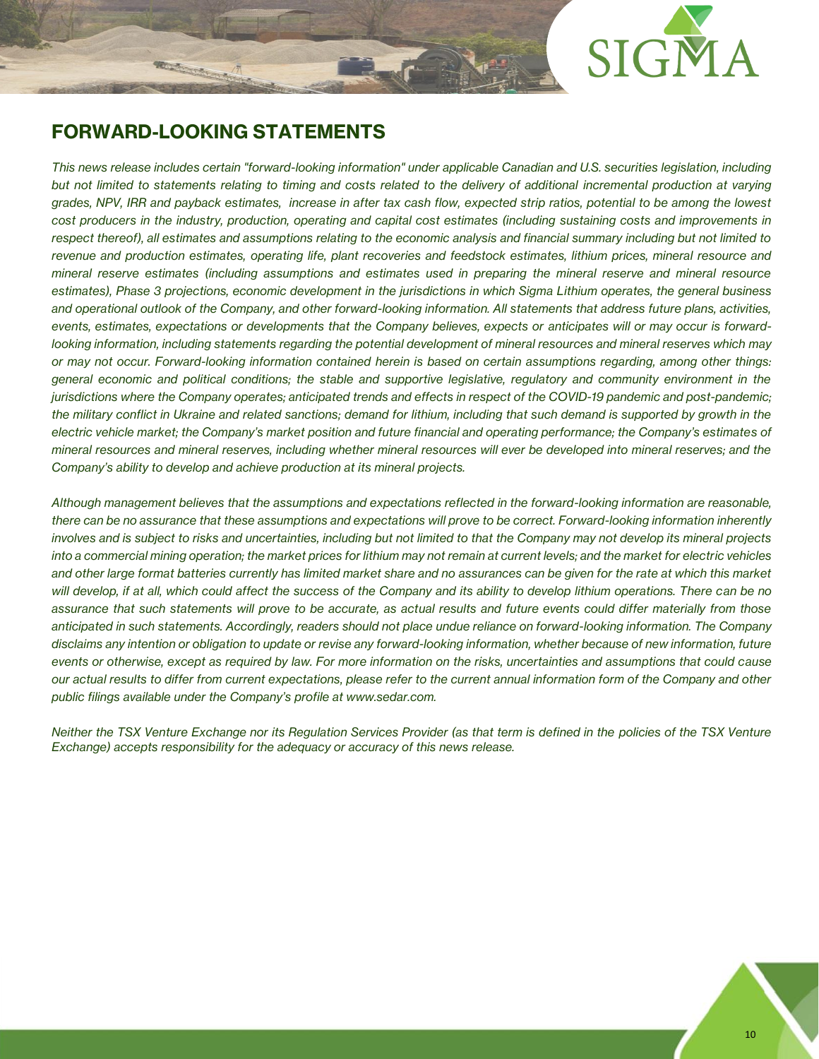## FORWARD-LOOKING STATEMENTS

*This news release includes certain "forward-looking information" under applicable Canadian and U.S. securities legislation, including but not limited to statements relating to timing and costs related to the delivery of additional incremental production at varying grades, NPV, IRR and payback estimates, increase in after tax cash flow, expected strip ratios, potential to be among the lowest cost producers in the industry, production, operating and capital cost estimates (including sustaining costs and improvements in respect thereof), all estimates and assumptions relating to the economic analysis and financial summary including but not limited to revenue and production estimates, operating life, plant recoveries and feedstock estimates, lithium prices, mineral resource and mineral reserve estimates (including assumptions and estimates used in preparing the mineral reserve and mineral resource estimates), Phase 3 projections, economic development in the jurisdictions in which Sigma Lithium operates, the general business and operational outlook of the Company, and other forward-looking information. All statements that address future plans, activities, events, estimates, expectations or developments that the Company believes, expects or anticipates will or may occur is forward-looking information, including statements regarding the potential development of mineral resources and mineral reserves which may or may not occur. Forward-looking information contained herein is based on certain assumptions regarding, among other things: general economic and political conditions; the stable and supportive legislative, regulatory and community environment in the jurisdictions where the Company operates; anticipated trends and effects in respect of the COVID-19 pandemic and post-pandemic; the military conflict in Ukraine and related sanctions; demand for lithium, including that such demand is supported by growth in the electric vehicle market; the Company's market position and future financial and operating performance; the Company's estimates of mineral resources and mineral reserves, including whether mineral resources will ever be developed into mineral reserves; and the Company's ability to develop and achieve production at its mineral projects.*

*Although management believes that the assumptions and expectations reflected in the forward-looking information are reasonable, there can be no assurance that these assumptions and expectations will prove to be correct. Forward-looking information inherently involves and is subject to risks and uncertainties, including but not limited to that the Company may not develop its mineral projects into a commercial mining operation; the market prices for lithium may not remain at current levels; and the market for electric vehicles and other large format batteries currently has limited market share and no assurances can be given for the rate at which this market will develop, if at all, which could affect the success of the Company and its ability to develop lithium operations. There can be no assurance that such statements will prove to be accurate, as actual results and future events could differ materially from those anticipated in such statements. Accordingly, readers should not place undue reliance on forward-looking information. The Company disclaims any intention or obligation to update or revise any forward-looking information, whether because of new information, future events or otherwise, except as required by law. For more information on the risks, uncertainties and assumptions that could cause our actual results to differ from current expectations, please refer to the current annual information form of the Company and other public filings available under the Company's profile at www.sedar.com.*

*Neither the TSX Venture Exchange nor its Regulation Services Provider (as that term is defined in the policies of the TSX Venture Exchange) accepts responsibility for the adequacy or accuracy of this news release.*